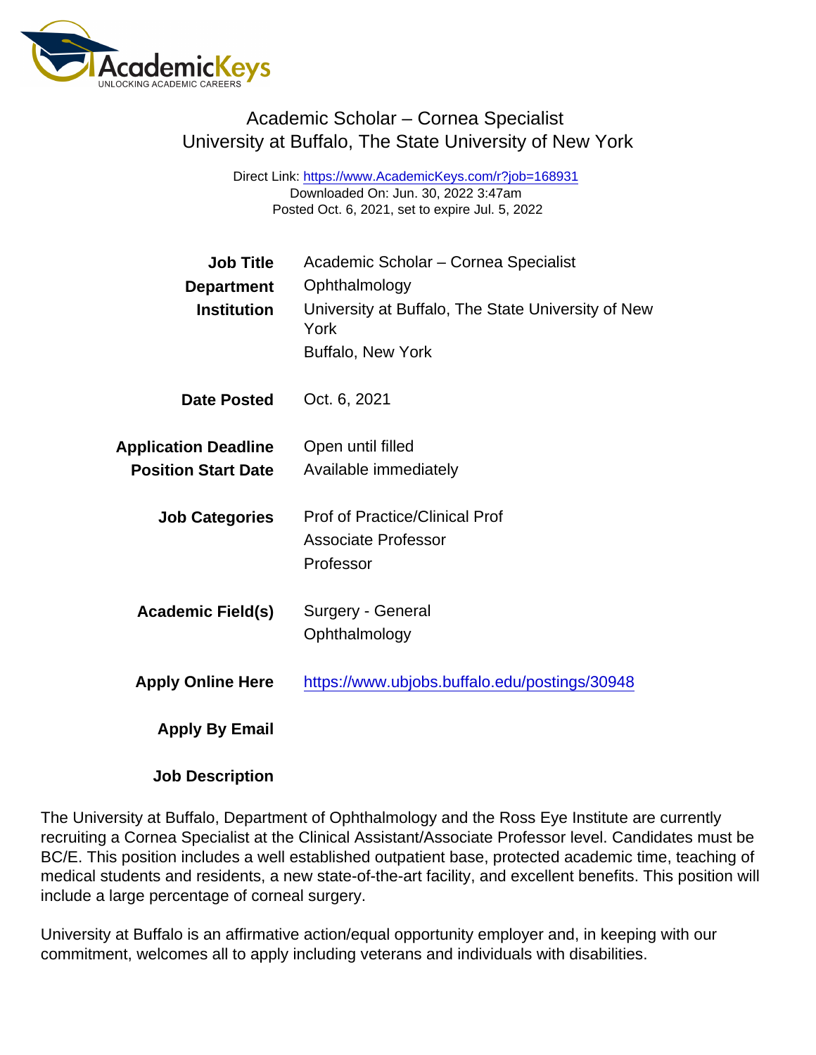# Academic Scholar – Cornea Specialist
## University at Buffalo, The State University of New York

Direct Link: https://www.AcademicKeys.com/r?job=168931
Downloaded On: Jun. 30, 2022 3:47am
Posted Oct. 6, 2021, set to expire Jul. 5, 2022

| | |
|---|---|
| **Job Title** | Academic Scholar – Cornea Specialist |
| **Department** | Ophthalmology |
| **Institution** | University at Buffalo, The State University of New York<br>Buffalo, New York |
| **Date Posted** | Oct. 6, 2021 |
| **Application Deadline** | Open until filled |
| **Position Start Date** | Available immediately |
| **Job Categories** | Prof of Practice/Clinical Prof<br>Associate Professor<br>Professor |
| **Academic Field(s)** | Surgery - General<br>Ophthalmology |
| **Apply Online Here** | https://www.ubjobs.buffalo.edu/postings/30948 |
| **Apply By Email** | |

**Job Description**

The University at Buffalo, Department of Ophthalmology and the Ross Eye Institute are currently recruiting a Cornea Specialist at the Clinical Assistant/Associate Professor level. Candidates must be BC/E. This position includes a well established outpatient base, protected academic time, teaching of medical students and residents, a new state-of-the-art facility, and excellent benefits. This position will include a large percentage of corneal surgery.

University at Buffalo is an affirmative action/equal opportunity employer and, in keeping with our commitment, welcomes all to apply including veterans and individuals with disabilities.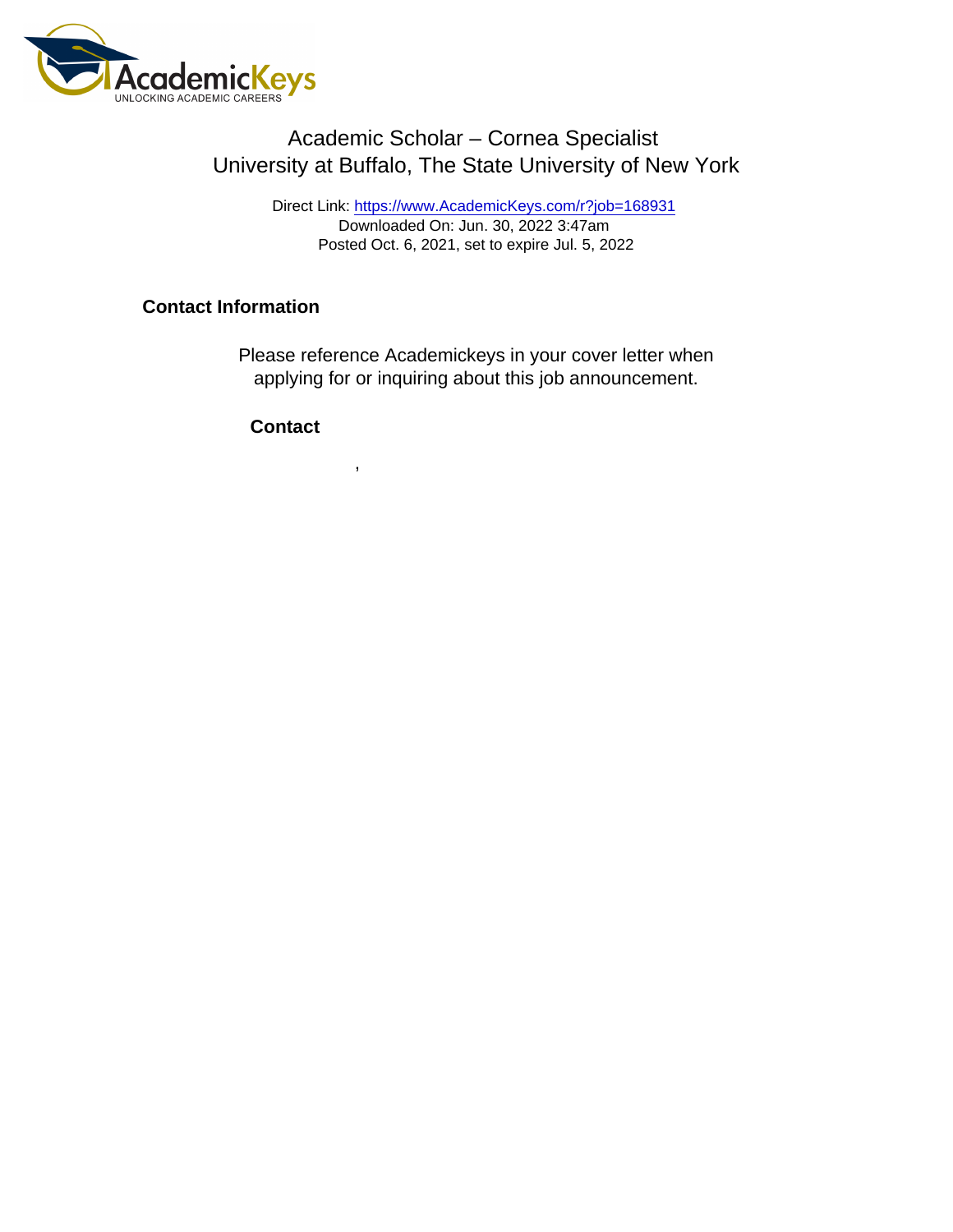Academic Scholar – Cornea Specialist
University at Buffalo, The State University of New York

Direct Link: https://www.AcademicKeys.com/r?job=168931
Downloaded On: Jun. 30, 2022 3:47am
Posted Oct. 6, 2021, set to expire Jul. 5, 2022

## Contact Information

Please reference Academickeys in your cover letter when applying for or inquiring about this job announcement.

### Contact

,